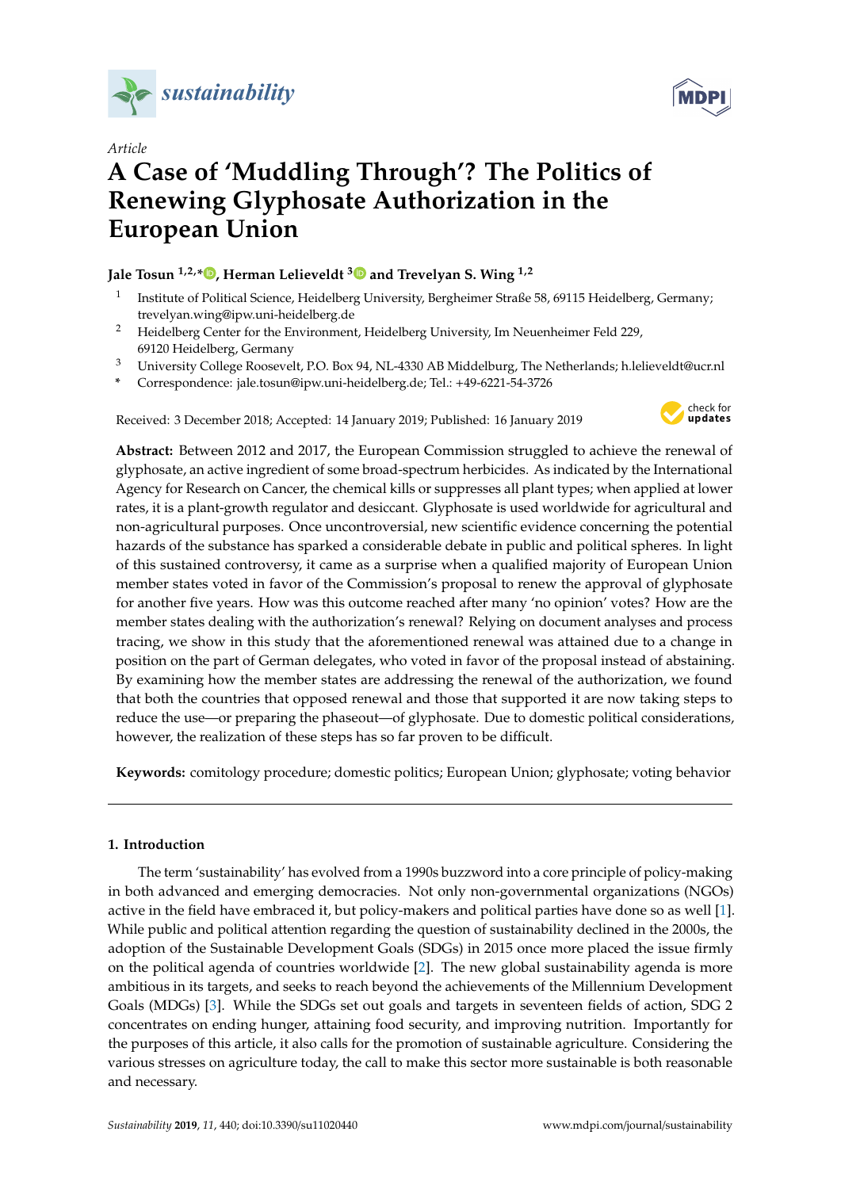*sustainability*

*Article*

# A Case of 'Muddling Through'? The Politics of Renewing Glyphosate Authorization in the European Union

**Jale Tosun [1,2,*], Herman Lelieveldt [3] and Trevelyan S. Wing [1,2]**

1 Institute of Political Science, Heidelberg University, Bergheimer Straße 58, 69115 Heidelberg, Germany; trevelyan.wing@ipw.uni-heidelberg.de
2 Heidelberg Center for the Environment, Heidelberg University, Im Neuenheimer Feld 229, 69120 Heidelberg, Germany
3 University College Roosevelt, P.O. Box 94, NL-4330 AB Middelburg, The Netherlands; h.lelieveldt@ucr.nl
* Correspondence: jale.tosun@ipw.uni-heidelberg.de; Tel.: +49-6221-54-3726

Received: 3 December 2018; Accepted: 14 January 2019; Published: 16 January 2019

**Abstract:** Between 2012 and 2017, the European Commission struggled to achieve the renewal of glyphosate, an active ingredient of some broad-spectrum herbicides. As indicated by the International Agency for Research on Cancer, the chemical kills or suppresses all plant types; when applied at lower rates, it is a plant-growth regulator and desiccant. Glyphosate is used worldwide for agricultural and non-agricultural purposes. Once uncontroversial, new scientific evidence concerning the potential hazards of the substance has sparked a considerable debate in public and political spheres. In light of this sustained controversy, it came as a surprise when a qualified majority of European Union member states voted in favor of the Commission's proposal to renew the approval of glyphosate for another five years. How was this outcome reached after many 'no opinion' votes? How are the member states dealing with the authorization's renewal? Relying on document analyses and process tracing, we show in this study that the aforementioned renewal was attained due to a change in position on the part of German delegates, who voted in favor of the proposal instead of abstaining. By examining how the member states are addressing the renewal of the authorization, we found that both the countries that opposed renewal and those that supported it are now taking steps to reduce the use—or preparing the phaseout—of glyphosate. Due to domestic political considerations, however, the realization of these steps has so far proven to be difficult.

**Keywords:** comitology procedure; domestic politics; European Union; glyphosate; voting behavior

## 1. Introduction

The term 'sustainability' has evolved from a 1990s buzzword into a core principle of policy-making in both advanced and emerging democracies. Not only non-governmental organizations (NGOs) active in the field have embraced it, but policy-makers and political parties have done so as well [1]. While public and political attention regarding the question of sustainability declined in the 2000s, the adoption of the Sustainable Development Goals (SDGs) in 2015 once more placed the issue firmly on the political agenda of countries worldwide [2]. The new global sustainability agenda is more ambitious in its targets, and seeks to reach beyond the achievements of the Millennium Development Goals (MDGs) [3]. While the SDGs set out goals and targets in seventeen fields of action, SDG 2 concentrates on ending hunger, attaining food security, and improving nutrition. Importantly for the purposes of this article, it also calls for the promotion of sustainable agriculture. Considering the various stresses on agriculture today, the call to make this sector more sustainable is both reasonable and necessary.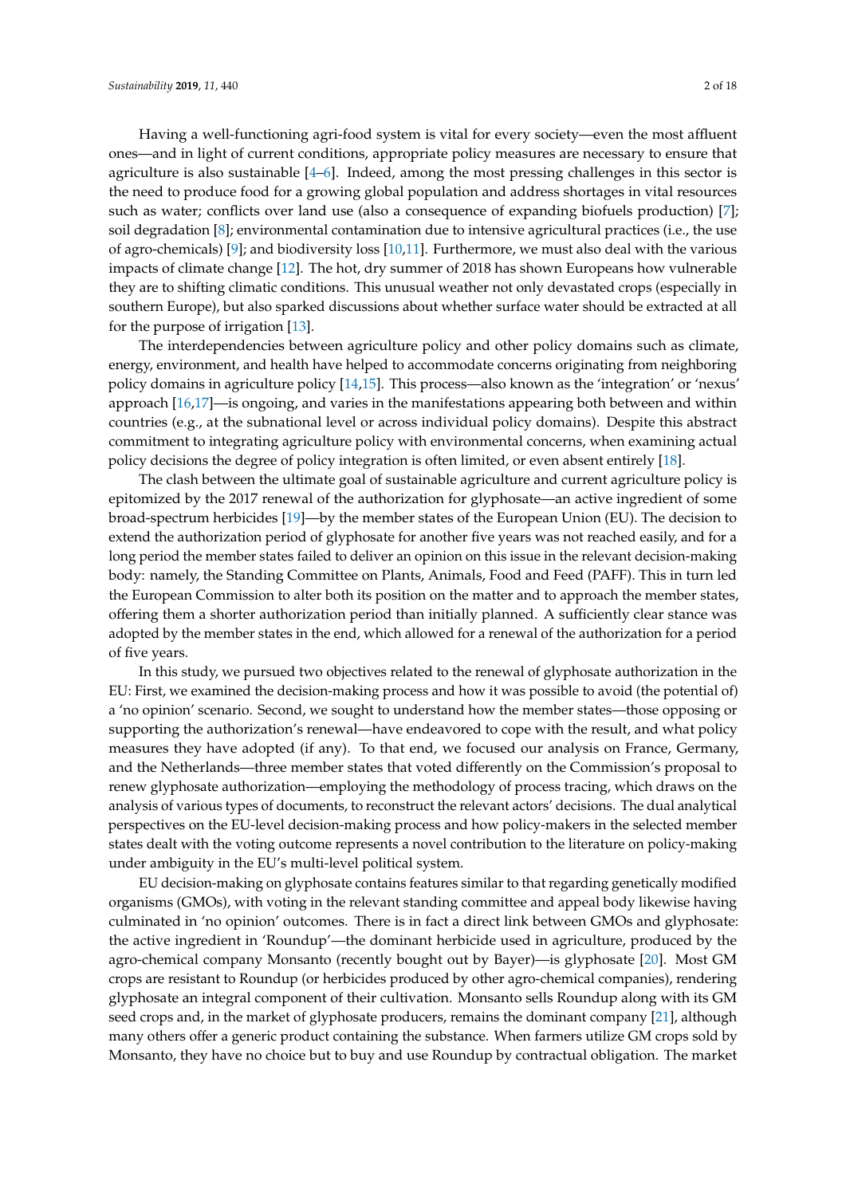Having a well-functioning agri-food system is vital for every society—even the most affluent ones—and in light of current conditions, appropriate policy measures are necessary to ensure that agriculture is also sustainable [4–6]. Indeed, among the most pressing challenges in this sector is the need to produce food for a growing global population and address shortages in vital resources such as water; conflicts over land use (also a consequence of expanding biofuels production) [7]; soil degradation [8]; environmental contamination due to intensive agricultural practices (i.e., the use of agro-chemicals) [9]; and biodiversity loss [10,11]. Furthermore, we must also deal with the various impacts of climate change [12]. The hot, dry summer of 2018 has shown Europeans how vulnerable they are to shifting climatic conditions. This unusual weather not only devastated crops (especially in southern Europe), but also sparked discussions about whether surface water should be extracted at all for the purpose of irrigation [13].

The interdependencies between agriculture policy and other policy domains such as climate, energy, environment, and health have helped to accommodate concerns originating from neighboring policy domains in agriculture policy [14,15]. This process—also known as the 'integration' or 'nexus' approach [16,17]—is ongoing, and varies in the manifestations appearing both between and within countries (e.g., at the subnational level or across individual policy domains). Despite this abstract commitment to integrating agriculture policy with environmental concerns, when examining actual policy decisions the degree of policy integration is often limited, or even absent entirely [18].

The clash between the ultimate goal of sustainable agriculture and current agriculture policy is epitomized by the 2017 renewal of the authorization for glyphosate—an active ingredient of some broad-spectrum herbicides [19]—by the member states of the European Union (EU). The decision to extend the authorization period of glyphosate for another five years was not reached easily, and for a long period the member states failed to deliver an opinion on this issue in the relevant decision-making body: namely, the Standing Committee on Plants, Animals, Food and Feed (PAFF). This in turn led the European Commission to alter both its position on the matter and to approach the member states, offering them a shorter authorization period than initially planned. A sufficiently clear stance was adopted by the member states in the end, which allowed for a renewal of the authorization for a period of five years.

In this study, we pursued two objectives related to the renewal of glyphosate authorization in the EU: First, we examined the decision-making process and how it was possible to avoid (the potential of) a 'no opinion' scenario. Second, we sought to understand how the member states—those opposing or supporting the authorization's renewal—have endeavored to cope with the result, and what policy measures they have adopted (if any). To that end, we focused our analysis on France, Germany, and the Netherlands—three member states that voted differently on the Commission's proposal to renew glyphosate authorization—employing the methodology of process tracing, which draws on the analysis of various types of documents, to reconstruct the relevant actors' decisions. The dual analytical perspectives on the EU-level decision-making process and how policy-makers in the selected member states dealt with the voting outcome represents a novel contribution to the literature on policy-making under ambiguity in the EU's multi-level political system.

EU decision-making on glyphosate contains features similar to that regarding genetically modified organisms (GMOs), with voting in the relevant standing committee and appeal body likewise having culminated in 'no opinion' outcomes. There is in fact a direct link between GMOs and glyphosate: the active ingredient in 'Roundup'—the dominant herbicide used in agriculture, produced by the agro-chemical company Monsanto (recently bought out by Bayer)—is glyphosate [20]. Most GM crops are resistant to Roundup (or herbicides produced by other agro-chemical companies), rendering glyphosate an integral component of their cultivation. Monsanto sells Roundup along with its GM seed crops and, in the market of glyphosate producers, remains the dominant company [21], although many others offer a generic product containing the substance. When farmers utilize GM crops sold by Monsanto, they have no choice but to buy and use Roundup by contractual obligation. The market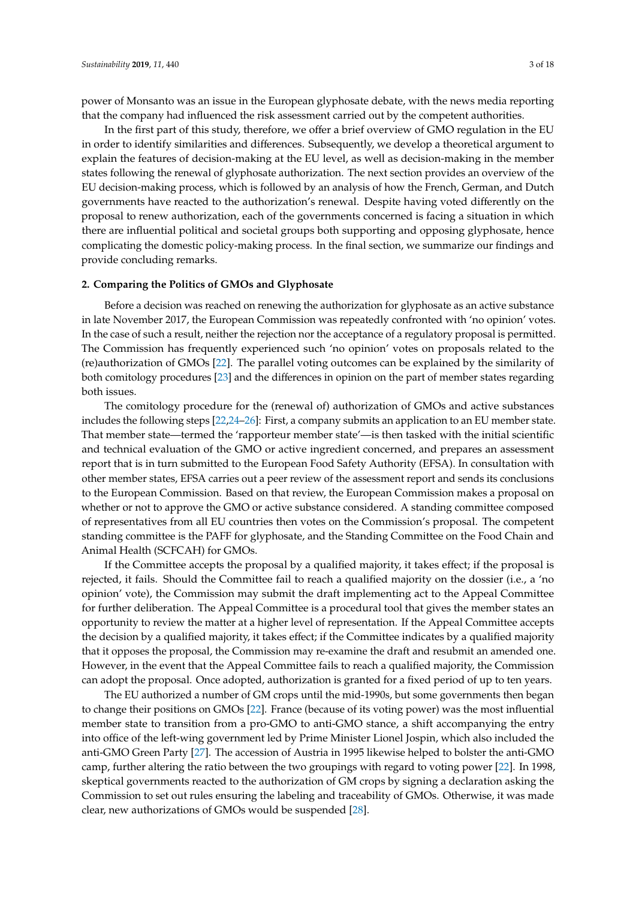power of Monsanto was an issue in the European glyphosate debate, with the news media reporting that the company had influenced the risk assessment carried out by the competent authorities.

In the first part of this study, therefore, we offer a brief overview of GMO regulation in the EU in order to identify similarities and differences. Subsequently, we develop a theoretical argument to explain the features of decision-making at the EU level, as well as decision-making in the member states following the renewal of glyphosate authorization. The next section provides an overview of the EU decision-making process, which is followed by an analysis of how the French, German, and Dutch governments have reacted to the authorization's renewal. Despite having voted differently on the proposal to renew authorization, each of the governments concerned is facing a situation in which there are influential political and societal groups both supporting and opposing glyphosate, hence complicating the domestic policy-making process. In the final section, we summarize our findings and provide concluding remarks.

## 2. Comparing the Politics of GMOs and Glyphosate

Before a decision was reached on renewing the authorization for glyphosate as an active substance in late November 2017, the European Commission was repeatedly confronted with 'no opinion' votes. In the case of such a result, neither the rejection nor the acceptance of a regulatory proposal is permitted. The Commission has frequently experienced such 'no opinion' votes on proposals related to the (re)authorization of GMOs [22]. The parallel voting outcomes can be explained by the similarity of both comitology procedures [23] and the differences in opinion on the part of member states regarding both issues.

The comitology procedure for the (renewal of) authorization of GMOs and active substances includes the following steps [22,24–26]: First, a company submits an application to an EU member state. That member state—termed the 'rapporteur member state'—is then tasked with the initial scientific and technical evaluation of the GMO or active ingredient concerned, and prepares an assessment report that is in turn submitted to the European Food Safety Authority (EFSA). In consultation with other member states, EFSA carries out a peer review of the assessment report and sends its conclusions to the European Commission. Based on that review, the European Commission makes a proposal on whether or not to approve the GMO or active substance considered. A standing committee composed of representatives from all EU countries then votes on the Commission's proposal. The competent standing committee is the PAFF for glyphosate, and the Standing Committee on the Food Chain and Animal Health (SCFCAH) for GMOs.

If the Committee accepts the proposal by a qualified majority, it takes effect; if the proposal is rejected, it fails. Should the Committee fail to reach a qualified majority on the dossier (i.e., a 'no opinion' vote), the Commission may submit the draft implementing act to the Appeal Committee for further deliberation. The Appeal Committee is a procedural tool that gives the member states an opportunity to review the matter at a higher level of representation. If the Appeal Committee accepts the decision by a qualified majority, it takes effect; if the Committee indicates by a qualified majority that it opposes the proposal, the Commission may re-examine the draft and resubmit an amended one. However, in the event that the Appeal Committee fails to reach a qualified majority, the Commission can adopt the proposal. Once adopted, authorization is granted for a fixed period of up to ten years.

The EU authorized a number of GM crops until the mid-1990s, but some governments then began to change their positions on GMOs [22]. France (because of its voting power) was the most influential member state to transition from a pro-GMO to anti-GMO stance, a shift accompanying the entry into office of the left-wing government led by Prime Minister Lionel Jospin, which also included the anti-GMO Green Party [27]. The accession of Austria in 1995 likewise helped to bolster the anti-GMO camp, further altering the ratio between the two groupings with regard to voting power [22]. In 1998, skeptical governments reacted to the authorization of GM crops by signing a declaration asking the Commission to set out rules ensuring the labeling and traceability of GMOs. Otherwise, it was made clear, new authorizations of GMOs would be suspended [28].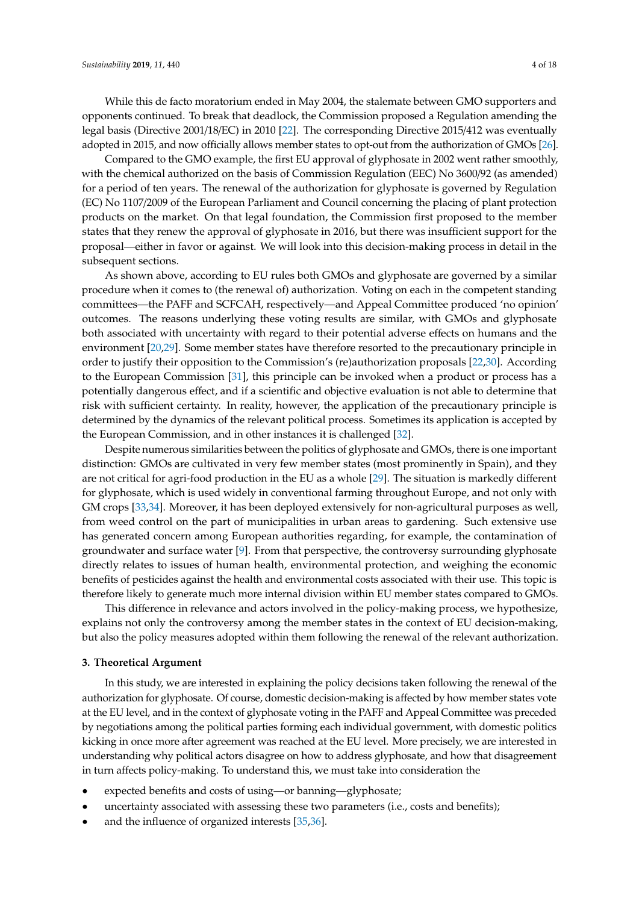While this de facto moratorium ended in May 2004, the stalemate between GMO supporters and opponents continued. To break that deadlock, the Commission proposed a Regulation amending the legal basis (Directive 2001/18/EC) in 2010 [22]. The corresponding Directive 2015/412 was eventually adopted in 2015, and now officially allows member states to opt-out from the authorization of GMOs [26].

Compared to the GMO example, the first EU approval of glyphosate in 2002 went rather smoothly, with the chemical authorized on the basis of Commission Regulation (EEC) No 3600/92 (as amended) for a period of ten years. The renewal of the authorization for glyphosate is governed by Regulation (EC) No 1107/2009 of the European Parliament and Council concerning the placing of plant protection products on the market. On that legal foundation, the Commission first proposed to the member states that they renew the approval of glyphosate in 2016, but there was insufficient support for the proposal—either in favor or against. We will look into this decision-making process in detail in the subsequent sections.

As shown above, according to EU rules both GMOs and glyphosate are governed by a similar procedure when it comes to (the renewal of) authorization. Voting on each in the competent standing committees—the PAFF and SCFCAH, respectively—and Appeal Committee produced 'no opinion' outcomes. The reasons underlying these voting results are similar, with GMOs and glyphosate both associated with uncertainty with regard to their potential adverse effects on humans and the environment [20,29]. Some member states have therefore resorted to the precautionary principle in order to justify their opposition to the Commission's (re)authorization proposals [22,30]. According to the European Commission [31], this principle can be invoked when a product or process has a potentially dangerous effect, and if a scientific and objective evaluation is not able to determine that risk with sufficient certainty. In reality, however, the application of the precautionary principle is determined by the dynamics of the relevant political process. Sometimes its application is accepted by the European Commission, and in other instances it is challenged [32].

Despite numerous similarities between the politics of glyphosate and GMOs, there is one important distinction: GMOs are cultivated in very few member states (most prominently in Spain), and they are not critical for agri-food production in the EU as a whole [29]. The situation is markedly different for glyphosate, which is used widely in conventional farming throughout Europe, and not only with GM crops [33,34]. Moreover, it has been deployed extensively for non-agricultural purposes as well, from weed control on the part of municipalities in urban areas to gardening. Such extensive use has generated concern among European authorities regarding, for example, the contamination of groundwater and surface water [9]. From that perspective, the controversy surrounding glyphosate directly relates to issues of human health, environmental protection, and weighing the economic benefits of pesticides against the health and environmental costs associated with their use. This topic is therefore likely to generate much more internal division within EU member states compared to GMOs.

This difference in relevance and actors involved in the policy-making process, we hypothesize, explains not only the controversy among the member states in the context of EU decision-making, but also the policy measures adopted within them following the renewal of the relevant authorization.

## 3. Theoretical Argument

In this study, we are interested in explaining the policy decisions taken following the renewal of the authorization for glyphosate. Of course, domestic decision-making is affected by how member states vote at the EU level, and in the context of glyphosate voting in the PAFF and Appeal Committee was preceded by negotiations among the political parties forming each individual government, with domestic politics kicking in once more after agreement was reached at the EU level. More precisely, we are interested in understanding why political actors disagree on how to address glyphosate, and how that disagreement in turn affects policy-making. To understand this, we must take into consideration the

- expected benefits and costs of using—or banning—glyphosate;
- uncertainty associated with assessing these two parameters (i.e., costs and benefits);
- and the influence of organized interests [35,36].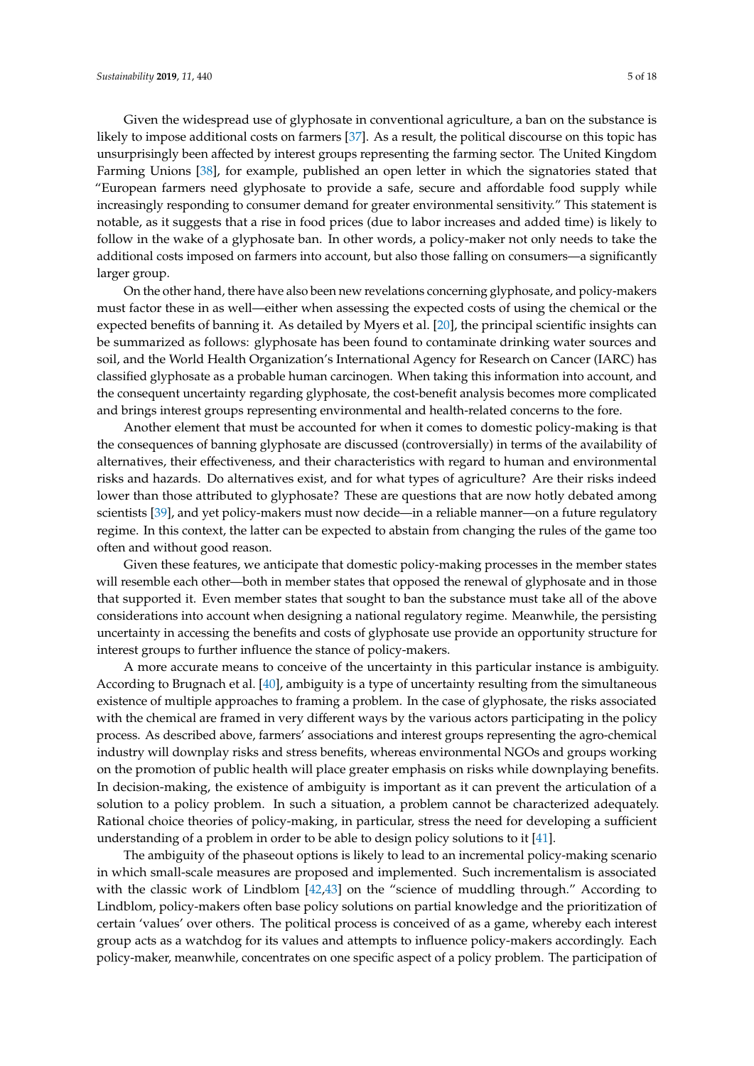Given the widespread use of glyphosate in conventional agriculture, a ban on the substance is likely to impose additional costs on farmers [37]. As a result, the political discourse on this topic has unsurprisingly been affected by interest groups representing the farming sector. The United Kingdom Farming Unions [38], for example, published an open letter in which the signatories stated that "European farmers need glyphosate to provide a safe, secure and affordable food supply while increasingly responding to consumer demand for greater environmental sensitivity." This statement is notable, as it suggests that a rise in food prices (due to labor increases and added time) is likely to follow in the wake of a glyphosate ban. In other words, a policy-maker not only needs to take the additional costs imposed on farmers into account, but also those falling on consumers—a significantly larger group.

On the other hand, there have also been new revelations concerning glyphosate, and policy-makers must factor these in as well—either when assessing the expected costs of using the chemical or the expected benefits of banning it. As detailed by Myers et al. [20], the principal scientific insights can be summarized as follows: glyphosate has been found to contaminate drinking water sources and soil, and the World Health Organization's International Agency for Research on Cancer (IARC) has classified glyphosate as a probable human carcinogen. When taking this information into account, and the consequent uncertainty regarding glyphosate, the cost-benefit analysis becomes more complicated and brings interest groups representing environmental and health-related concerns to the fore.

Another element that must be accounted for when it comes to domestic policy-making is that the consequences of banning glyphosate are discussed (controversially) in terms of the availability of alternatives, their effectiveness, and their characteristics with regard to human and environmental risks and hazards. Do alternatives exist, and for what types of agriculture? Are their risks indeed lower than those attributed to glyphosate? These are questions that are now hotly debated among scientists [39], and yet policy-makers must now decide—in a reliable manner—on a future regulatory regime. In this context, the latter can be expected to abstain from changing the rules of the game too often and without good reason.

Given these features, we anticipate that domestic policy-making processes in the member states will resemble each other—both in member states that opposed the renewal of glyphosate and in those that supported it. Even member states that sought to ban the substance must take all of the above considerations into account when designing a national regulatory regime. Meanwhile, the persisting uncertainty in accessing the benefits and costs of glyphosate use provide an opportunity structure for interest groups to further influence the stance of policy-makers.

A more accurate means to conceive of the uncertainty in this particular instance is ambiguity. According to Brugnach et al. [40], ambiguity is a type of uncertainty resulting from the simultaneous existence of multiple approaches to framing a problem. In the case of glyphosate, the risks associated with the chemical are framed in very different ways by the various actors participating in the policy process. As described above, farmers' associations and interest groups representing the agro-chemical industry will downplay risks and stress benefits, whereas environmental NGOs and groups working on the promotion of public health will place greater emphasis on risks while downplaying benefits. In decision-making, the existence of ambiguity is important as it can prevent the articulation of a solution to a policy problem. In such a situation, a problem cannot be characterized adequately. Rational choice theories of policy-making, in particular, stress the need for developing a sufficient understanding of a problem in order to be able to design policy solutions to it [41].

The ambiguity of the phaseout options is likely to lead to an incremental policy-making scenario in which small-scale measures are proposed and implemented. Such incrementalism is associated with the classic work of Lindblom [42,43] on the "science of muddling through." According to Lindblom, policy-makers often base policy solutions on partial knowledge and the prioritization of certain 'values' over others. The political process is conceived of as a game, whereby each interest group acts as a watchdog for its values and attempts to influence policy-makers accordingly. Each policy-maker, meanwhile, concentrates on one specific aspect of a policy problem. The participation of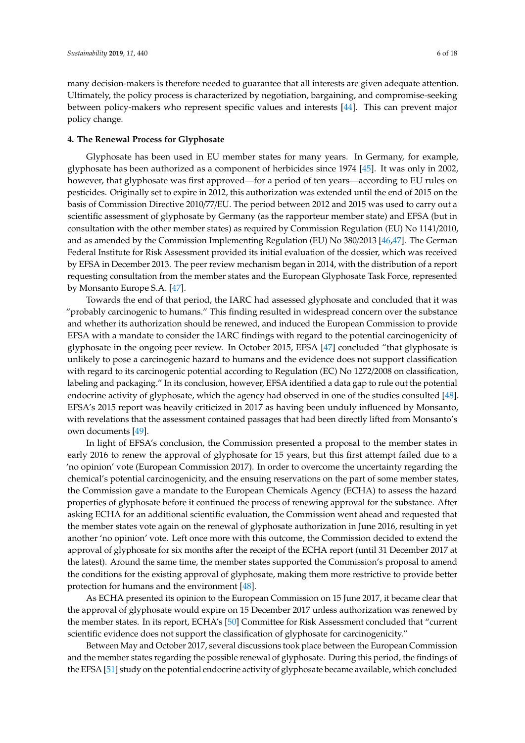many decision-makers is therefore needed to guarantee that all interests are given adequate attention. Ultimately, the policy process is characterized by negotiation, bargaining, and compromise-seeking between policy-makers who represent specific values and interests [44]. This can prevent major policy change.

## 4. The Renewal Process for Glyphosate

Glyphosate has been used in EU member states for many years. In Germany, for example, glyphosate has been authorized as a component of herbicides since 1974 [45]. It was only in 2002, however, that glyphosate was first approved—for a period of ten years—according to EU rules on pesticides. Originally set to expire in 2012, this authorization was extended until the end of 2015 on the basis of Commission Directive 2010/77/EU. The period between 2012 and 2015 was used to carry out a scientific assessment of glyphosate by Germany (as the rapporteur member state) and EFSA (but in consultation with the other member states) as required by Commission Regulation (EU) No 1141/2010, and as amended by the Commission Implementing Regulation (EU) No 380/2013 [46,47]. The German Federal Institute for Risk Assessment provided its initial evaluation of the dossier, which was received by EFSA in December 2013. The peer review mechanism began in 2014, with the distribution of a report requesting consultation from the member states and the European Glyphosate Task Force, represented by Monsanto Europe S.A. [47].

Towards the end of that period, the IARC had assessed glyphosate and concluded that it was "probably carcinogenic to humans." This finding resulted in widespread concern over the substance and whether its authorization should be renewed, and induced the European Commission to provide EFSA with a mandate to consider the IARC findings with regard to the potential carcinogenicity of glyphosate in the ongoing peer review. In October 2015, EFSA [47] concluded "that glyphosate is unlikely to pose a carcinogenic hazard to humans and the evidence does not support classification with regard to its carcinogenic potential according to Regulation (EC) No 1272/2008 on classification, labeling and packaging." In its conclusion, however, EFSA identified a data gap to rule out the potential endocrine activity of glyphosate, which the agency had observed in one of the studies consulted [48]. EFSA's 2015 report was heavily criticized in 2017 as having been unduly influenced by Monsanto, with revelations that the assessment contained passages that had been directly lifted from Monsanto's own documents [49].

In light of EFSA's conclusion, the Commission presented a proposal to the member states in early 2016 to renew the approval of glyphosate for 15 years, but this first attempt failed due to a 'no opinion' vote (European Commission 2017). In order to overcome the uncertainty regarding the chemical's potential carcinogenicity, and the ensuing reservations on the part of some member states, the Commission gave a mandate to the European Chemicals Agency (ECHA) to assess the hazard properties of glyphosate before it continued the process of renewing approval for the substance. After asking ECHA for an additional scientific evaluation, the Commission went ahead and requested that the member states vote again on the renewal of glyphosate authorization in June 2016, resulting in yet another 'no opinion' vote. Left once more with this outcome, the Commission decided to extend the approval of glyphosate for six months after the receipt of the ECHA report (until 31 December 2017 at the latest). Around the same time, the member states supported the Commission's proposal to amend the conditions for the existing approval of glyphosate, making them more restrictive to provide better protection for humans and the environment [48].

As ECHA presented its opinion to the European Commission on 15 June 2017, it became clear that the approval of glyphosate would expire on 15 December 2017 unless authorization was renewed by the member states. In its report, ECHA's [50] Committee for Risk Assessment concluded that "current scientific evidence does not support the classification of glyphosate for carcinogenicity."

Between May and October 2017, several discussions took place between the European Commission and the member states regarding the possible renewal of glyphosate. During this period, the findings of the EFSA [51] study on the potential endocrine activity of glyphosate became available, which concluded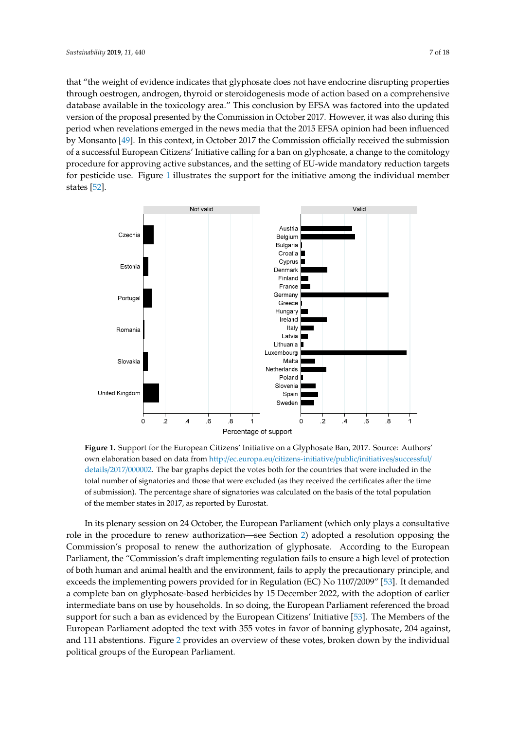that "the weight of evidence indicates that glyphosate does not have endocrine disrupting properties through oestrogen, androgen, thyroid or steroidogenesis mode of action based on a comprehensive database available in the toxicology area." This conclusion by EFSA was factored into the updated version of the proposal presented by the Commission in October 2017. However, it was also during this period when revelations emerged in the news media that the 2015 EFSA opinion had been influenced by Monsanto [49]. In this context, in October 2017 the Commission officially received the submission of a successful European Citizens' Initiative calling for a ban on glyphosate, a change to the comitology procedure for approving active substances, and the setting of EU-wide mandatory reduction targets for pesticide use. Figure 1 illustrates the support for the initiative among the individual member states [52].

**Figure 1.** Support for the European Citizens' Initiative on a Glyphosate Ban, 2017. Source: Authors' own elaboration based on data from http://ec.europa.eu/citizens-initiative/public/initiatives/successful/details/2017/000002. The bar graphs depict the votes both for the countries that were included in the total number of signatories and those that were excluded (as they received the certificates after the time of submission). The percentage share of signatories was calculated on the basis of the total population of the member states in 2017, as reported by Eurostat.

In its plenary session on 24 October, the European Parliament (which only plays a consultative role in the procedure to renew authorization—see Section 2) adopted a resolution opposing the Commission's proposal to renew the authorization of glyphosate. According to the European Parliament, the "Commission's draft implementing regulation fails to ensure a high level of protection of both human and animal health and the environment, fails to apply the precautionary principle, and exceeds the implementing powers provided for in Regulation (EC) No 1107/2009" [53]. It demanded a complete ban on glyphosate-based herbicides by 15 December 2022, with the adoption of earlier intermediate bans on use by households. In so doing, the European Parliament referenced the broad support for such a ban as evidenced by the European Citizens' Initiative [53]. The Members of the European Parliament adopted the text with 355 votes in favor of banning glyphosate, 204 against, and 111 abstentions. Figure 2 provides an overview of these votes, broken down by the individual political groups of the European Parliament.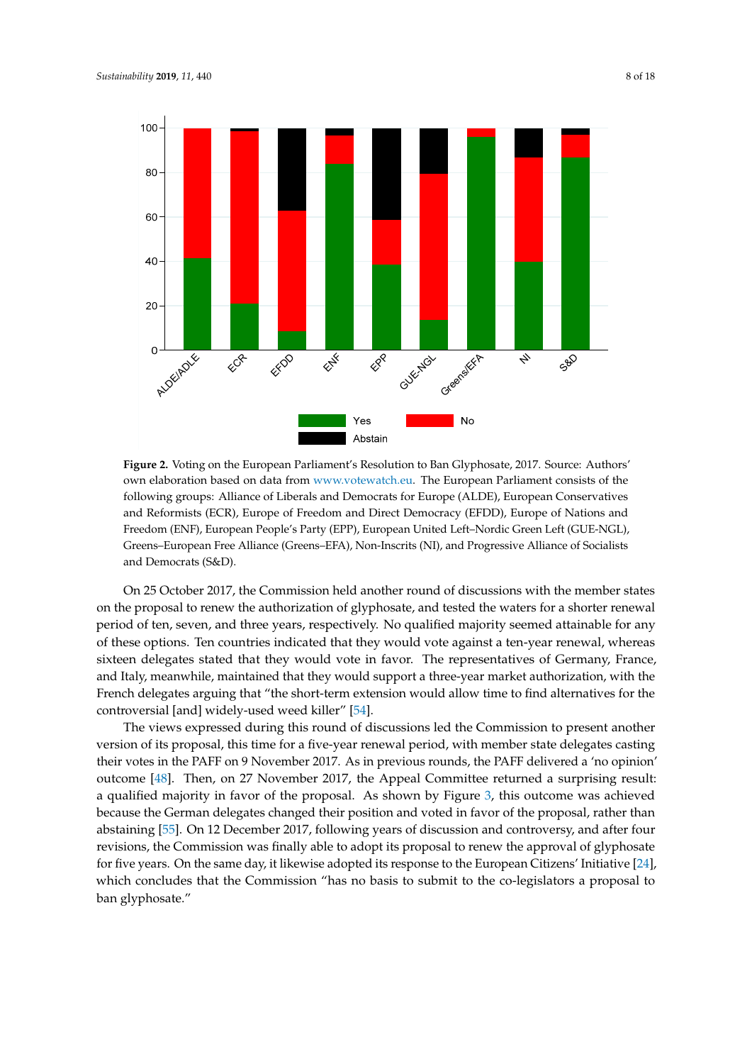**Figure 2.** Voting on the European Parliament's Resolution to Ban Glyphosate, 2017. Source: Authors' own elaboration based on data from www.votewatch.eu. The European Parliament consists of the following groups: Alliance of Liberals and Democrats for Europe (ALDE), European Conservatives and Reformists (ECR), Europe of Freedom and Direct Democracy (EFDD), Europe of Nations and Freedom (ENF), European People's Party (EPP), European United Left–Nordic Green Left (GUE-NGL), Greens–European Free Alliance (Greens–EFA), Non-Inscrits (NI), and Progressive Alliance of Socialists and Democrats (S&D).

On 25 October 2017, the Commission held another round of discussions with the member states on the proposal to renew the authorization of glyphosate, and tested the waters for a shorter renewal period of ten, seven, and three years, respectively. No qualified majority seemed attainable for any of these options. Ten countries indicated that they would vote against a ten-year renewal, whereas sixteen delegates stated that they would vote in favor. The representatives of Germany, France, and Italy, meanwhile, maintained that they would support a three-year market authorization, with the French delegates arguing that "the short-term extension would allow time to find alternatives for the controversial [and] widely-used weed killer" [54].

The views expressed during this round of discussions led the Commission to present another version of its proposal, this time for a five-year renewal period, with member state delegates casting their votes in the PAFF on 9 November 2017. As in previous rounds, the PAFF delivered a 'no opinion' outcome [48]. Then, on 27 November 2017, the Appeal Committee returned a surprising result: a qualified majority in favor of the proposal. As shown by Figure 3, this outcome was achieved because the German delegates changed their position and voted in favor of the proposal, rather than abstaining [55]. On 12 December 2017, following years of discussion and controversy, and after four revisions, the Commission was finally able to adopt its proposal to renew the approval of glyphosate for five years. On the same day, it likewise adopted its response to the European Citizens' Initiative [24], which concludes that the Commission "has no basis to submit to the co-legislators a proposal to ban glyphosate."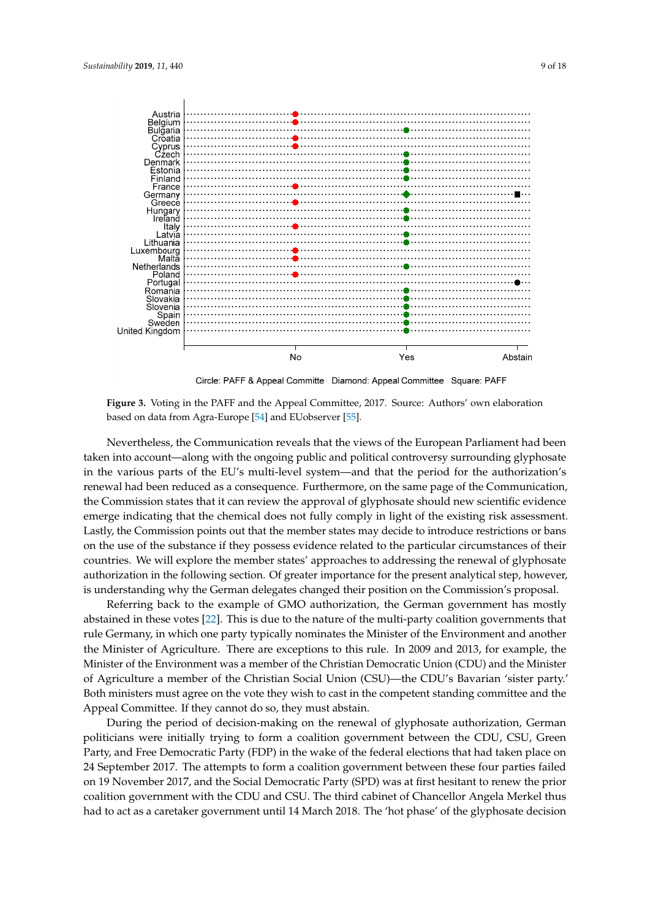Figure 3. Voting in the PAFF and the Appeal Committee, 2017. Source: Authors' own elaboration based on data from Agra-Europe [54] and EUobserver [55].

Nevertheless, the Communication reveals that the views of the European Parliament had been taken into account—along with the ongoing public and political controversy surrounding glyphosate in the various parts of the EU's multi-level system—and that the period for the authorization's renewal had been reduced as a consequence. Furthermore, on the same page of the Communication, the Commission states that it can review the approval of glyphosate should new scientific evidence emerge indicating that the chemical does not fully comply in light of the existing risk assessment. Lastly, the Commission points out that the member states may decide to introduce restrictions or bans on the use of the substance if they possess evidence related to the particular circumstances of their countries. We will explore the member states' approaches to addressing the renewal of glyphosate authorization in the following section. Of greater importance for the present analytical step, however, is understanding why the German delegates changed their position on the Commission's proposal.

Referring back to the example of GMO authorization, the German government has mostly abstained in these votes [22]. This is due to the nature of the multi-party coalition governments that rule Germany, in which one party typically nominates the Minister of the Environment and another the Minister of Agriculture. There are exceptions to this rule. In 2009 and 2013, for example, the Minister of the Environment was a member of the Christian Democratic Union (CDU) and the Minister of Agriculture a member of the Christian Social Union (CSU)—the CDU's Bavarian 'sister party.' Both ministers must agree on the vote they wish to cast in the competent standing committee and the Appeal Committee. If they cannot do so, they must abstain.

During the period of decision-making on the renewal of glyphosate authorization, German politicians were initially trying to form a coalition government between the CDU, CSU, Green Party, and Free Democratic Party (FDP) in the wake of the federal elections that had taken place on 24 September 2017. The attempts to form a coalition government between these four parties failed on 19 November 2017, and the Social Democratic Party (SPD) was at first hesitant to renew the prior coalition government with the CDU and CSU. The third cabinet of Chancellor Angela Merkel thus had to act as a caretaker government until 14 March 2018. The 'hot phase' of the glyphosate decision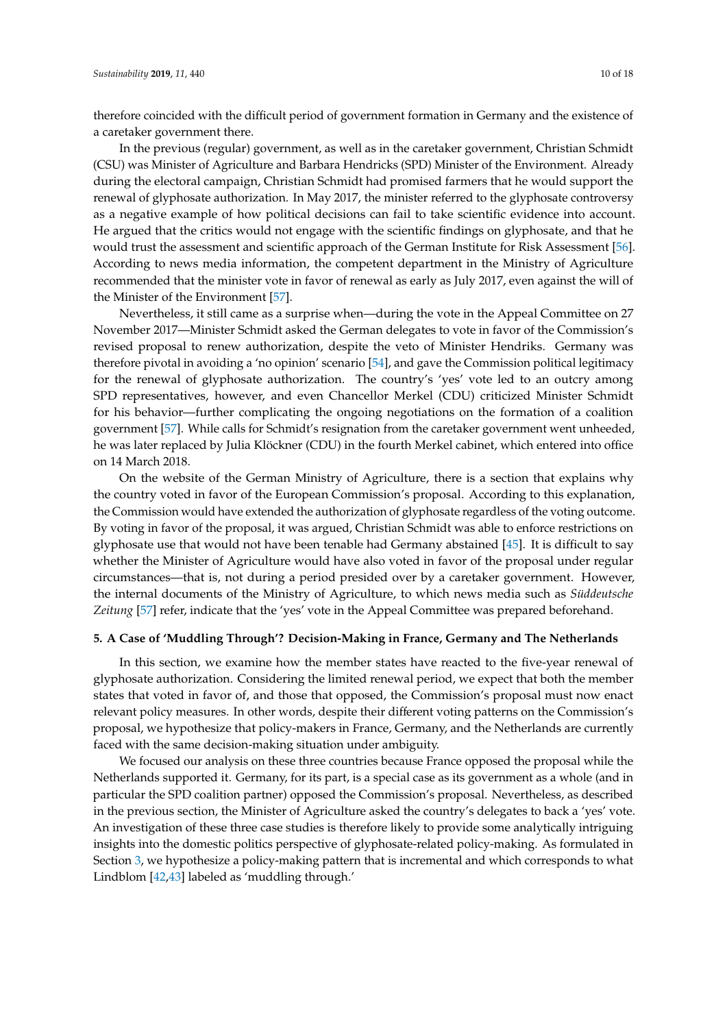therefore coincided with the difficult period of government formation in Germany and the existence of a caretaker government there.

In the previous (regular) government, as well as in the caretaker government, Christian Schmidt (CSU) was Minister of Agriculture and Barbara Hendricks (SPD) Minister of the Environment. Already during the electoral campaign, Christian Schmidt had promised farmers that he would support the renewal of glyphosate authorization. In May 2017, the minister referred to the glyphosate controversy as a negative example of how political decisions can fail to take scientific evidence into account. He argued that the critics would not engage with the scientific findings on glyphosate, and that he would trust the assessment and scientific approach of the German Institute for Risk Assessment [56]. According to news media information, the competent department in the Ministry of Agriculture recommended that the minister vote in favor of renewal as early as July 2017, even against the will of the Minister of the Environment [57].

Nevertheless, it still came as a surprise when—during the vote in the Appeal Committee on 27 November 2017—Minister Schmidt asked the German delegates to vote in favor of the Commission's revised proposal to renew authorization, despite the veto of Minister Hendriks. Germany was therefore pivotal in avoiding a 'no opinion' scenario [54], and gave the Commission political legitimacy for the renewal of glyphosate authorization. The country's 'yes' vote led to an outcry among SPD representatives, however, and even Chancellor Merkel (CDU) criticized Minister Schmidt for his behavior—further complicating the ongoing negotiations on the formation of a coalition government [57]. While calls for Schmidt's resignation from the caretaker government went unheeded, he was later replaced by Julia Klöckner (CDU) in the fourth Merkel cabinet, which entered into office on 14 March 2018.

On the website of the German Ministry of Agriculture, there is a section that explains why the country voted in favor of the European Commission's proposal. According to this explanation, the Commission would have extended the authorization of glyphosate regardless of the voting outcome. By voting in favor of the proposal, it was argued, Christian Schmidt was able to enforce restrictions on glyphosate use that would not have been tenable had Germany abstained [45]. It is difficult to say whether the Minister of Agriculture would have also voted in favor of the proposal under regular circumstances—that is, not during a period presided over by a caretaker government. However, the internal documents of the Ministry of Agriculture, to which news media such as *Süddeutsche Zeitung* [57] refer, indicate that the 'yes' vote in the Appeal Committee was prepared beforehand.

## 5. A Case of 'Muddling Through'? Decision-Making in France, Germany and The Netherlands

In this section, we examine how the member states have reacted to the five-year renewal of glyphosate authorization. Considering the limited renewal period, we expect that both the member states that voted in favor of, and those that opposed, the Commission's proposal must now enact relevant policy measures. In other words, despite their different voting patterns on the Commission's proposal, we hypothesize that policy-makers in France, Germany, and the Netherlands are currently faced with the same decision-making situation under ambiguity.

We focused our analysis on these three countries because France opposed the proposal while the Netherlands supported it. Germany, for its part, is a special case as its government as a whole (and in particular the SPD coalition partner) opposed the Commission's proposal. Nevertheless, as described in the previous section, the Minister of Agriculture asked the country's delegates to back a 'yes' vote. An investigation of these three case studies is therefore likely to provide some analytically intriguing insights into the domestic politics perspective of glyphosate-related policy-making. As formulated in Section 3, we hypothesize a policy-making pattern that is incremental and which corresponds to what Lindblom [42,43] labeled as 'muddling through.'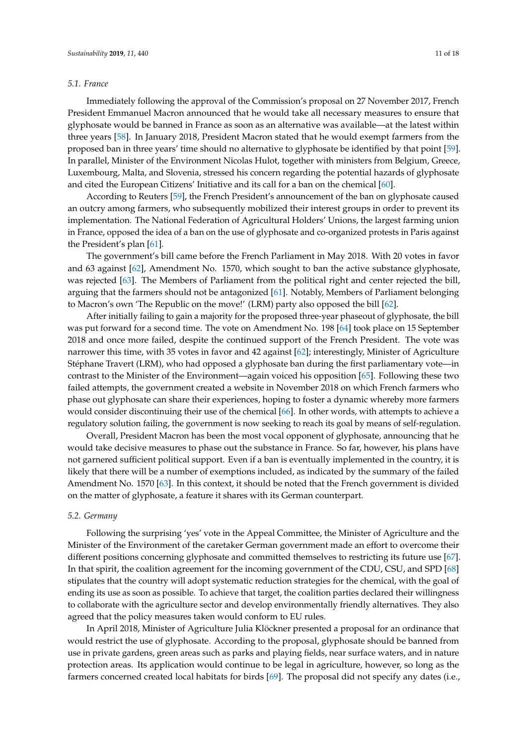### 5.1. France

Immediately following the approval of the Commission's proposal on 27 November 2017, French President Emmanuel Macron announced that he would take all necessary measures to ensure that glyphosate would be banned in France as soon as an alternative was available—at the latest within three years [58]. In January 2018, President Macron stated that he would exempt farmers from the proposed ban in three years' time should no alternative to glyphosate be identified by that point [59]. In parallel, Minister of the Environment Nicolas Hulot, together with ministers from Belgium, Greece, Luxembourg, Malta, and Slovenia, stressed his concern regarding the potential hazards of glyphosate and cited the European Citizens' Initiative and its call for a ban on the chemical [60].

According to Reuters [59], the French President's announcement of the ban on glyphosate caused an outcry among farmers, who subsequently mobilized their interest groups in order to prevent its implementation. The National Federation of Agricultural Holders' Unions, the largest farming union in France, opposed the idea of a ban on the use of glyphosate and co-organized protests in Paris against the President's plan [61].

The government's bill came before the French Parliament in May 2018. With 20 votes in favor and 63 against [62], Amendment No. 1570, which sought to ban the active substance glyphosate, was rejected [63]. The Members of Parliament from the political right and center rejected the bill, arguing that the farmers should not be antagonized [61]. Notably, Members of Parliament belonging to Macron's own 'The Republic on the move!' (LRM) party also opposed the bill [62].

After initially failing to gain a majority for the proposed three-year phaseout of glyphosate, the bill was put forward for a second time. The vote on Amendment No. 198 [64] took place on 15 September 2018 and once more failed, despite the continued support of the French President. The vote was narrower this time, with 35 votes in favor and 42 against [62]; interestingly, Minister of Agriculture Stéphane Travert (LRM), who had opposed a glyphosate ban during the first parliamentary vote—in contrast to the Minister of the Environment—again voiced his opposition [65]. Following these two failed attempts, the government created a website in November 2018 on which French farmers who phase out glyphosate can share their experiences, hoping to foster a dynamic whereby more farmers would consider discontinuing their use of the chemical [66]. In other words, with attempts to achieve a regulatory solution failing, the government is now seeking to reach its goal by means of self-regulation.

Overall, President Macron has been the most vocal opponent of glyphosate, announcing that he would take decisive measures to phase out the substance in France. So far, however, his plans have not garnered sufficient political support. Even if a ban is eventually implemented in the country, it is likely that there will be a number of exemptions included, as indicated by the summary of the failed Amendment No. 1570 [63]. In this context, it should be noted that the French government is divided on the matter of glyphosate, a feature it shares with its German counterpart.

### 5.2. Germany

Following the surprising 'yes' vote in the Appeal Committee, the Minister of Agriculture and the Minister of the Environment of the caretaker German government made an effort to overcome their different positions concerning glyphosate and committed themselves to restricting its future use [67]. In that spirit, the coalition agreement for the incoming government of the CDU, CSU, and SPD [68] stipulates that the country will adopt systematic reduction strategies for the chemical, with the goal of ending its use as soon as possible. To achieve that target, the coalition parties declared their willingness to collaborate with the agriculture sector and develop environmentally friendly alternatives. They also agreed that the policy measures taken would conform to EU rules.

In April 2018, Minister of Agriculture Julia Klöckner presented a proposal for an ordinance that would restrict the use of glyphosate. According to the proposal, glyphosate should be banned from use in private gardens, green areas such as parks and playing fields, near surface waters, and in nature protection areas. Its application would continue to be legal in agriculture, however, so long as the farmers concerned created local habitats for birds [69]. The proposal did not specify any dates (i.e.,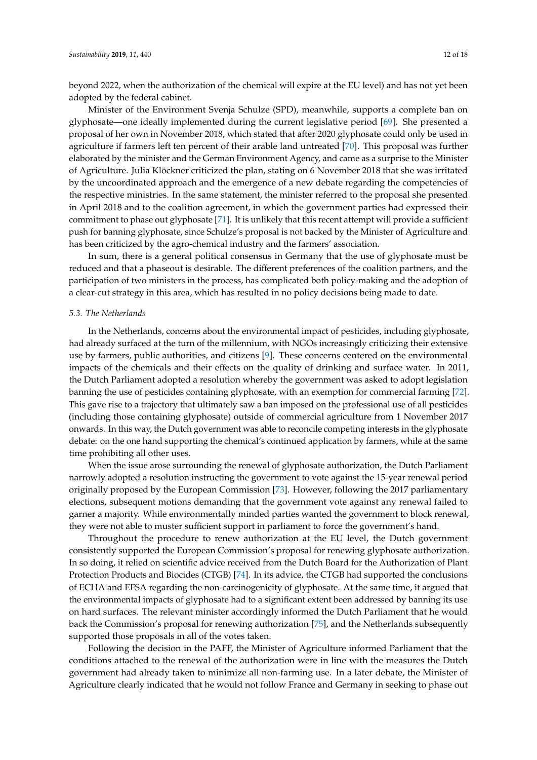beyond 2022, when the authorization of the chemical will expire at the EU level) and has not yet been adopted by the federal cabinet.

Minister of the Environment Svenja Schulze (SPD), meanwhile, supports a complete ban on glyphosate—one ideally implemented during the current legislative period [69]. She presented a proposal of her own in November 2018, which stated that after 2020 glyphosate could only be used in agriculture if farmers left ten percent of their arable land untreated [70]. This proposal was further elaborated by the minister and the German Environment Agency, and came as a surprise to the Minister of Agriculture. Julia Klöckner criticized the plan, stating on 6 November 2018 that she was irritated by the uncoordinated approach and the emergence of a new debate regarding the competencies of the respective ministries. In the same statement, the minister referred to the proposal she presented in April 2018 and to the coalition agreement, in which the government parties had expressed their commitment to phase out glyphosate [71]. It is unlikely that this recent attempt will provide a sufficient push for banning glyphosate, since Schulze's proposal is not backed by the Minister of Agriculture and has been criticized by the agro-chemical industry and the farmers' association.

In sum, there is a general political consensus in Germany that the use of glyphosate must be reduced and that a phaseout is desirable. The different preferences of the coalition partners, and the participation of two ministers in the process, has complicated both policy-making and the adoption of a clear-cut strategy in this area, which has resulted in no policy decisions being made to date.

### *5.3. The Netherlands*

In the Netherlands, concerns about the environmental impact of pesticides, including glyphosate, had already surfaced at the turn of the millennium, with NGOs increasingly criticizing their extensive use by farmers, public authorities, and citizens [9]. These concerns centered on the environmental impacts of the chemicals and their effects on the quality of drinking and surface water. In 2011, the Dutch Parliament adopted a resolution whereby the government was asked to adopt legislation banning the use of pesticides containing glyphosate, with an exemption for commercial farming [72]. This gave rise to a trajectory that ultimately saw a ban imposed on the professional use of all pesticides (including those containing glyphosate) outside of commercial agriculture from 1 November 2017 onwards. In this way, the Dutch government was able to reconcile competing interests in the glyphosate debate: on the one hand supporting the chemical's continued application by farmers, while at the same time prohibiting all other uses.

When the issue arose surrounding the renewal of glyphosate authorization, the Dutch Parliament narrowly adopted a resolution instructing the government to vote against the 15-year renewal period originally proposed by the European Commission [73]. However, following the 2017 parliamentary elections, subsequent motions demanding that the government vote against any renewal failed to garner a majority. While environmentally minded parties wanted the government to block renewal, they were not able to muster sufficient support in parliament to force the government's hand.

Throughout the procedure to renew authorization at the EU level, the Dutch government consistently supported the European Commission's proposal for renewing glyphosate authorization. In so doing, it relied on scientific advice received from the Dutch Board for the Authorization of Plant Protection Products and Biocides (CTGB) [74]. In its advice, the CTGB had supported the conclusions of ECHA and EFSA regarding the non-carcinogenicity of glyphosate. At the same time, it argued that the environmental impacts of glyphosate had to a significant extent been addressed by banning its use on hard surfaces. The relevant minister accordingly informed the Dutch Parliament that he would back the Commission's proposal for renewing authorization [75], and the Netherlands subsequently supported those proposals in all of the votes taken.

Following the decision in the PAFF, the Minister of Agriculture informed Parliament that the conditions attached to the renewal of the authorization were in line with the measures the Dutch government had already taken to minimize all non-farming use. In a later debate, the Minister of Agriculture clearly indicated that he would not follow France and Germany in seeking to phase out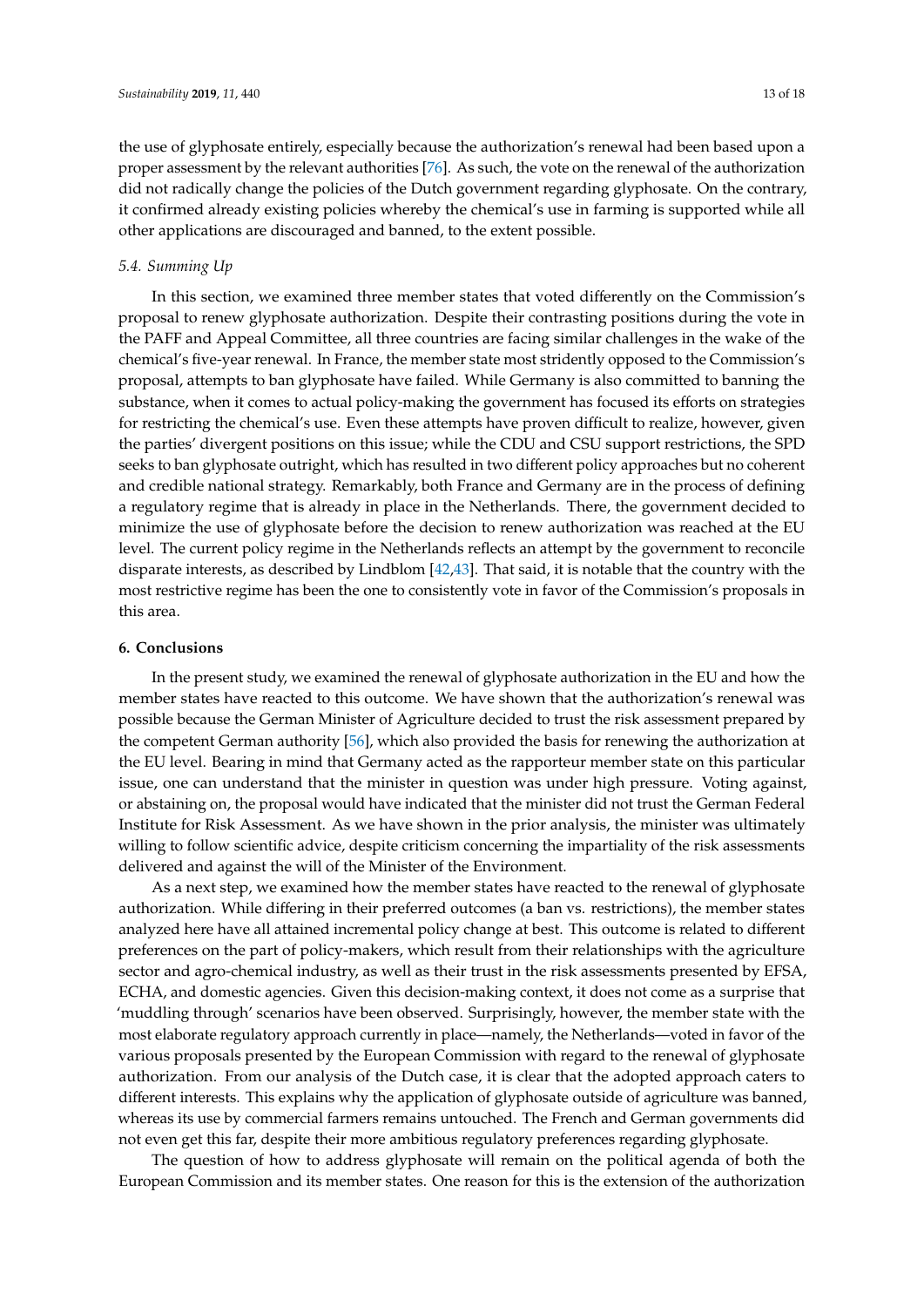the use of glyphosate entirely, especially because the authorization's renewal had been based upon a proper assessment by the relevant authorities [76]. As such, the vote on the renewal of the authorization did not radically change the policies of the Dutch government regarding glyphosate. On the contrary, it confirmed already existing policies whereby the chemical's use in farming is supported while all other applications are discouraged and banned, to the extent possible.

### *5.4. Summing Up*

In this section, we examined three member states that voted differently on the Commission's proposal to renew glyphosate authorization. Despite their contrasting positions during the vote in the PAFF and Appeal Committee, all three countries are facing similar challenges in the wake of the chemical's five-year renewal. In France, the member state most stridently opposed to the Commission's proposal, attempts to ban glyphosate have failed. While Germany is also committed to banning the substance, when it comes to actual policy-making the government has focused its efforts on strategies for restricting the chemical's use. Even these attempts have proven difficult to realize, however, given the parties' divergent positions on this issue; while the CDU and CSU support restrictions, the SPD seeks to ban glyphosate outright, which has resulted in two different policy approaches but no coherent and credible national strategy. Remarkably, both France and Germany are in the process of defining a regulatory regime that is already in place in the Netherlands. There, the government decided to minimize the use of glyphosate before the decision to renew authorization was reached at the EU level. The current policy regime in the Netherlands reflects an attempt by the government to reconcile disparate interests, as described by Lindblom [42,43]. That said, it is notable that the country with the most restrictive regime has been the one to consistently vote in favor of the Commission's proposals in this area.

## **6. Conclusions**

In the present study, we examined the renewal of glyphosate authorization in the EU and how the member states have reacted to this outcome. We have shown that the authorization's renewal was possible because the German Minister of Agriculture decided to trust the risk assessment prepared by the competent German authority [56], which also provided the basis for renewing the authorization at the EU level. Bearing in mind that Germany acted as the rapporteur member state on this particular issue, one can understand that the minister in question was under high pressure. Voting against, or abstaining on, the proposal would have indicated that the minister did not trust the German Federal Institute for Risk Assessment. As we have shown in the prior analysis, the minister was ultimately willing to follow scientific advice, despite criticism concerning the impartiality of the risk assessments delivered and against the will of the Minister of the Environment.

As a next step, we examined how the member states have reacted to the renewal of glyphosate authorization. While differing in their preferred outcomes (a ban vs. restrictions), the member states analyzed here have all attained incremental policy change at best. This outcome is related to different preferences on the part of policy-makers, which result from their relationships with the agriculture sector and agro-chemical industry, as well as their trust in the risk assessments presented by EFSA, ECHA, and domestic agencies. Given this decision-making context, it does not come as a surprise that 'muddling through' scenarios have been observed. Surprisingly, however, the member state with the most elaborate regulatory approach currently in place—namely, the Netherlands—voted in favor of the various proposals presented by the European Commission with regard to the renewal of glyphosate authorization. From our analysis of the Dutch case, it is clear that the adopted approach caters to different interests. This explains why the application of glyphosate outside of agriculture was banned, whereas its use by commercial farmers remains untouched. The French and German governments did not even get this far, despite their more ambitious regulatory preferences regarding glyphosate.

The question of how to address glyphosate will remain on the political agenda of both the European Commission and its member states. One reason for this is the extension of the authorization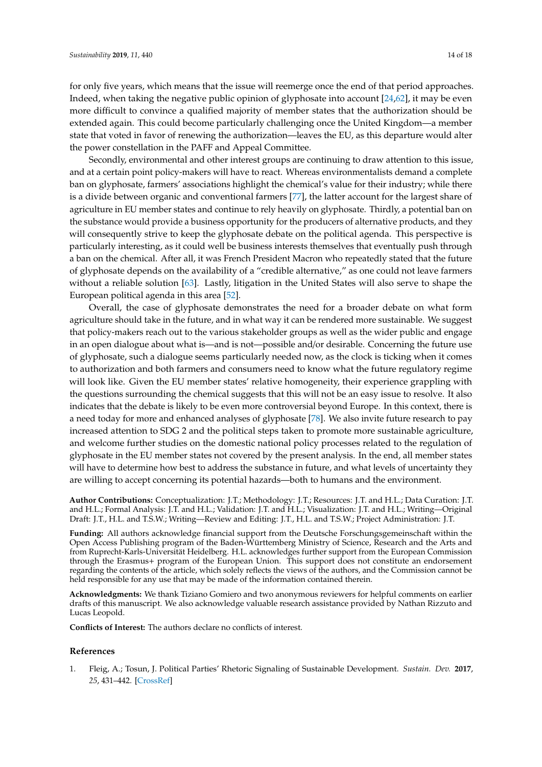for only five years, which means that the issue will reemerge once the end of that period approaches. Indeed, when taking the negative public opinion of glyphosate into account [24,62], it may be even more difficult to convince a qualified majority of member states that the authorization should be extended again. This could become particularly challenging once the United Kingdom—a member state that voted in favor of renewing the authorization—leaves the EU, as this departure would alter the power constellation in the PAFF and Appeal Committee.

Secondly, environmental and other interest groups are continuing to draw attention to this issue, and at a certain point policy-makers will have to react. Whereas environmentalists demand a complete ban on glyphosate, farmers' associations highlight the chemical's value for their industry; while there is a divide between organic and conventional farmers [77], the latter account for the largest share of agriculture in EU member states and continue to rely heavily on glyphosate. Thirdly, a potential ban on the substance would provide a business opportunity for the producers of alternative products, and they will consequently strive to keep the glyphosate debate on the political agenda. This perspective is particularly interesting, as it could well be business interests themselves that eventually push through a ban on the chemical. After all, it was French President Macron who repeatedly stated that the future of glyphosate depends on the availability of a "credible alternative," as one could not leave farmers without a reliable solution [63]. Lastly, litigation in the United States will also serve to shape the European political agenda in this area [52].

Overall, the case of glyphosate demonstrates the need for a broader debate on what form agriculture should take in the future, and in what way it can be rendered more sustainable. We suggest that policy-makers reach out to the various stakeholder groups as well as the wider public and engage in an open dialogue about what is—and is not—possible and/or desirable. Concerning the future use of glyphosate, such a dialogue seems particularly needed now, as the clock is ticking when it comes to authorization and both farmers and consumers need to know what the future regulatory regime will look like. Given the EU member states' relative homogeneity, their experience grappling with the questions surrounding the chemical suggests that this will not be an easy issue to resolve. It also indicates that the debate is likely to be even more controversial beyond Europe. In this context, there is a need today for more and enhanced analyses of glyphosate [78]. We also invite future research to pay increased attention to SDG 2 and the political steps taken to promote more sustainable agriculture, and welcome further studies on the domestic national policy processes related to the regulation of glyphosate in the EU member states not covered by the present analysis. In the end, all member states will have to determine how best to address the substance in future, and what levels of uncertainty they are willing to accept concerning its potential hazards—both to humans and the environment.

**Author Contributions:** Conceptualization: J.T.; Methodology: J.T.; Resources: J.T. and H.L.; Data Curation: J.T. and H.L.; Formal Analysis: J.T. and H.L.; Validation: J.T. and H.L.; Visualization: J.T. and H.L.; Writing—Original Draft: J.T., H.L. and T.S.W.; Writing—Review and Editing: J.T., H.L. and T.S.W.; Project Administration: J.T.

**Funding:** All authors acknowledge financial support from the Deutsche Forschungsgemeinschaft within the Open Access Publishing program of the Baden-Württemberg Ministry of Science, Research and the Arts and from Ruprecht-Karls-Universität Heidelberg. H.L. acknowledges further support from the European Commission through the Erasmus+ program of the European Union. This support does not constitute an endorsement regarding the contents of the article, which solely reflects the views of the authors, and the Commission cannot be held responsible for any use that may be made of the information contained therein.

**Acknowledgments:** We thank Tiziano Gomiero and two anonymous reviewers for helpful comments on earlier drafts of this manuscript. We also acknowledge valuable research assistance provided by Nathan Rizzuto and Lucas Leopold.

**Conflicts of Interest:** The authors declare no conflicts of interest.

## References

1. Fleig, A.; Tosun, J. Political Parties' Rhetoric Signaling of Sustainable Development. *Sustain. Dev.* **2017**, *25*, 431–442. [CrossRef]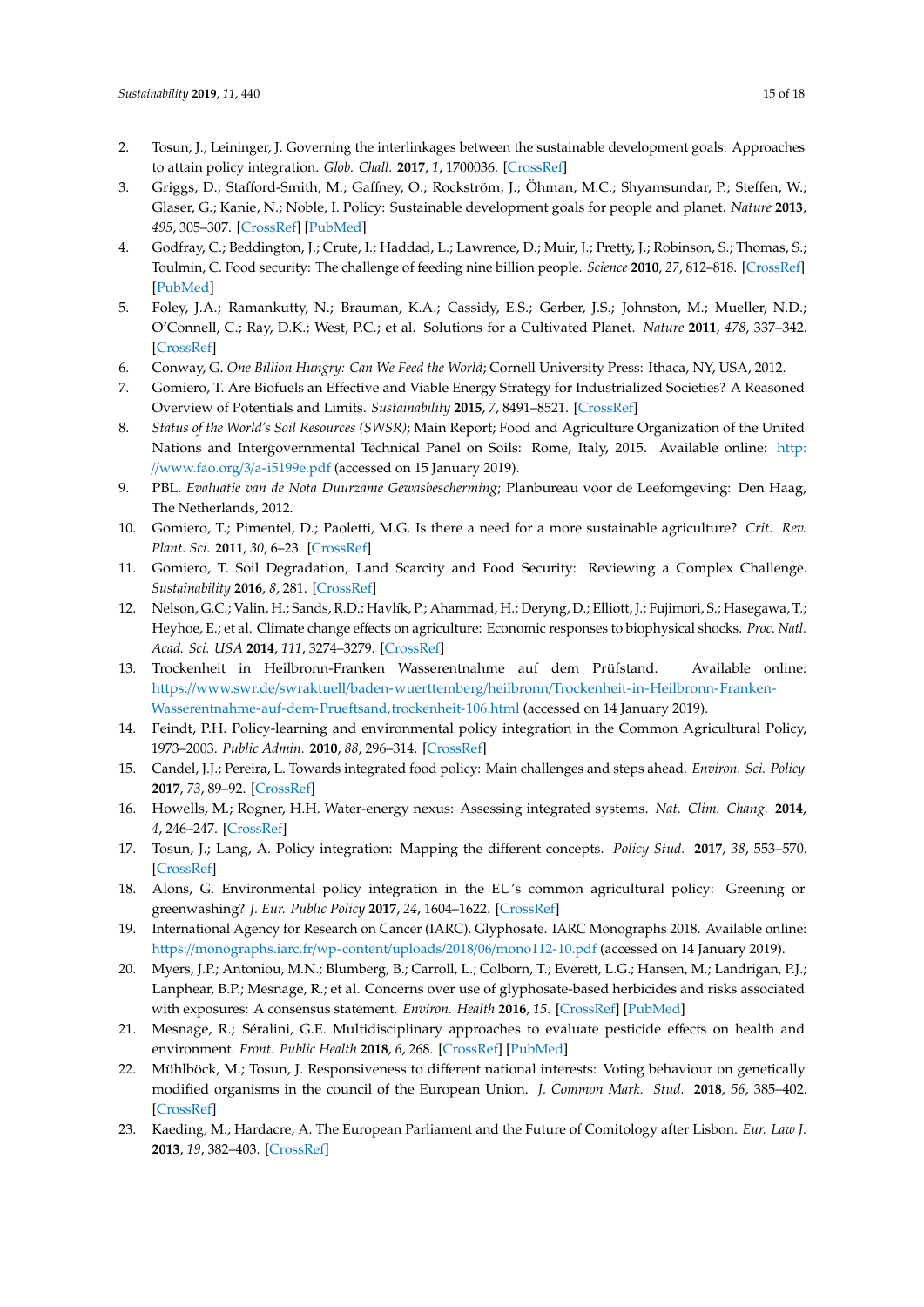2. Tosun, J.; Leininger, J. Governing the interlinkages between the sustainable development goals: Approaches to attain policy integration. *Glob. Chall.* **2017**, *1*, 1700036. [CrossRef]
3. Griggs, D.; Stafford-Smith, M.; Gaffney, O.; Rockström, J.; Öhman, M.C.; Shyamsundar, P.; Steffen, W.; Glaser, G.; Kanie, N.; Noble, I. Policy: Sustainable development goals for people and planet. *Nature* **2013**, *495*, 305–307. [CrossRef] [PubMed]
4. Godfray, C.; Beddington, J.; Crute, I.; Haddad, L.; Lawrence, D.; Muir, J.; Pretty, J.; Robinson, S.; Thomas, S.; Toulmin, C. Food security: The challenge of feeding nine billion people. *Science* **2010**, *27*, 812–818. [CrossRef] [PubMed]
5. Foley, J.A.; Ramankutty, N.; Brauman, K.A.; Cassidy, E.S.; Gerber, J.S.; Johnston, M.; Mueller, N.D.; O'Connell, C.; Ray, D.K.; West, P.C.; et al. Solutions for a Cultivated Planet. *Nature* **2011**, *478*, 337–342. [CrossRef]
6. Conway, G. *One Billion Hungry: Can We Feed the World*; Cornell University Press: Ithaca, NY, USA, 2012.
7. Gomiero, T. Are Biofuels an Effective and Viable Energy Strategy for Industrialized Societies? A Reasoned Overview of Potentials and Limits. *Sustainability* **2015**, *7*, 8491–8521. [CrossRef]
8. *Status of the World's Soil Resources (SWSR)*; Main Report; Food and Agriculture Organization of the United Nations and Intergovernmental Technical Panel on Soils: Rome, Italy, 2015. Available online: http://www.fao.org/3/a-i5199e.pdf (accessed on 15 January 2019).
9. PBL. *Evaluatie van de Nota Duurzame Gewasbescherming*; Planbureau voor de Leefomgeving: Den Haag, The Netherlands, 2012.
10. Gomiero, T.; Pimentel, D.; Paoletti, M.G. Is there a need for a more sustainable agriculture? *Crit. Rev. Plant. Sci.* **2011**, *30*, 6–23. [CrossRef]
11. Gomiero, T. Soil Degradation, Land Scarcity and Food Security: Reviewing a Complex Challenge. *Sustainability* **2016**, *8*, 281. [CrossRef]
12. Nelson, G.C.; Valin, H.; Sands, R.D.; Havlík, P.; Ahammad, H.; Deryng, D.; Elliott, J.; Fujimori, S.; Hasegawa, T.; Heyhoe, E.; et al. Climate change effects on agriculture: Economic responses to biophysical shocks. *Proc. Natl. Acad. Sci. USA* **2014**, *111*, 3274–3279. [CrossRef]
13. Trockenheit in Heilbronn-Franken Wasserentnahme auf dem Prüfstand. Available online: https://www.swr.de/swraktuell/baden-wuerttemberg/heilbronn/Trockenheit-in-Heilbronn-Franken-Wasserentnahme-auf-dem-Prueftsand,trockenheit-106.html (accessed on 14 January 2019).
14. Feindt, P.H. Policy-learning and environmental policy integration in the Common Agricultural Policy, 1973–2003. *Public Admin.* **2010**, *88*, 296–314. [CrossRef]
15. Candel, J.J.; Pereira, L. Towards integrated food policy: Main challenges and steps ahead. *Environ. Sci. Policy* **2017**, *73*, 89–92. [CrossRef]
16. Howells, M.; Rogner, H.H. Water-energy nexus: Assessing integrated systems. *Nat. Clim. Chang.* **2014**, *4*, 246–247. [CrossRef]
17. Tosun, J.; Lang, A. Policy integration: Mapping the different concepts. *Policy Stud.* **2017**, *38*, 553–570. [CrossRef]
18. Alons, G. Environmental policy integration in the EU's common agricultural policy: Greening or greenwashing? *J. Eur. Public Policy* **2017**, *24*, 1604–1622. [CrossRef]
19. International Agency for Research on Cancer (IARC). Glyphosate. IARC Monographs 2018. Available online: https://monographs.iarc.fr/wp-content/uploads/2018/06/mono112-10.pdf (accessed on 14 January 2019).
20. Myers, J.P.; Antoniou, M.N.; Blumberg, B.; Carroll, L.; Colborn, T.; Everett, L.G.; Hansen, M.; Landrigan, P.J.; Lanphear, B.P.; Mesnage, R.; et al. Concerns over use of glyphosate-based herbicides and risks associated with exposures: A consensus statement. *Environ. Health* **2016**, *15*. [CrossRef] [PubMed]
21. Mesnage, R.; Séralini, G.E. Multidisciplinary approaches to evaluate pesticide effects on health and environment. *Front. Public Health* **2018**, *6*, 268. [CrossRef] [PubMed]
22. Mühlböck, M.; Tosun, J. Responsiveness to different national interests: Voting behaviour on genetically modified organisms in the council of the European Union. *J. Common Mark. Stud.* **2018**, *56*, 385–402. [CrossRef]
23. Kaeding, M.; Hardacre, A. The European Parliament and the Future of Comitology after Lisbon. *Eur. Law J.* **2013**, *19*, 382–403. [CrossRef]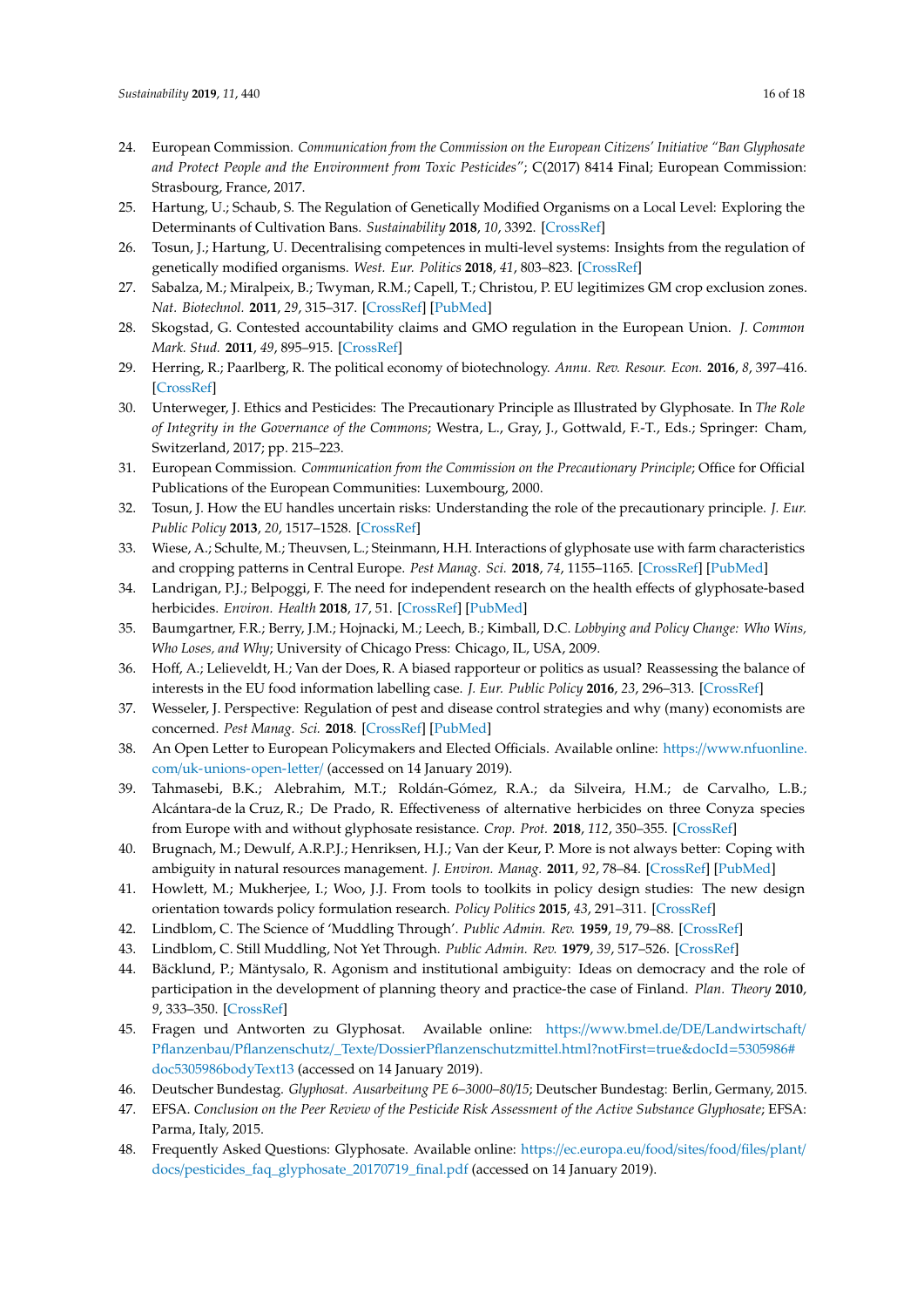24. European Commission. *Communication from the Commission on the European Citizens' Initiative "Ban Glyphosate and Protect People and the Environment from Toxic Pesticides"*; C(2017) 8414 Final; European Commission: Strasbourg, France, 2017.
25. Hartung, U.; Schaub, S. The Regulation of Genetically Modified Organisms on a Local Level: Exploring the Determinants of Cultivation Bans. *Sustainability* **2018**, *10*, 3392. [CrossRef]
26. Tosun, J.; Hartung, U. Decentralising competences in multi-level systems: Insights from the regulation of genetically modified organisms. *West. Eur. Politics* **2018**, *41*, 803–823. [CrossRef]
27. Sabalza, M.; Miralpeix, B.; Twyman, R.M.; Capell, T.; Christou, P. EU legitimizes GM crop exclusion zones. *Nat. Biotechnol.* **2011**, *29*, 315–317. [CrossRef] [PubMed]
28. Skogstad, G. Contested accountability claims and GMO regulation in the European Union. *J. Common Mark. Stud.* **2011**, *49*, 895–915. [CrossRef]
29. Herring, R.; Paarlberg, R. The political economy of biotechnology. *Annu. Rev. Resour. Econ.* **2016**, *8*, 397–416. [CrossRef]
30. Unterweger, J. Ethics and Pesticides: The Precautionary Principle as Illustrated by Glyphosate. In *The Role of Integrity in the Governance of the Commons*; Westra, L., Gray, J., Gottwald, F.-T., Eds.; Springer: Cham, Switzerland, 2017; pp. 215–223.
31. European Commission. *Communication from the Commission on the Precautionary Principle*; Office for Official Publications of the European Communities: Luxembourg, 2000.
32. Tosun, J. How the EU handles uncertain risks: Understanding the role of the precautionary principle. *J. Eur. Public Policy* **2013**, *20*, 1517–1528. [CrossRef]
33. Wiese, A.; Schulte, M.; Theuvsen, L.; Steinmann, H.H. Interactions of glyphosate use with farm characteristics and cropping patterns in Central Europe. *Pest Manag. Sci.* **2018**, *74*, 1155–1165. [CrossRef] [PubMed]
34. Landrigan, P.J.; Belpoggi, F. The need for independent research on the health effects of glyphosate-based herbicides. *Environ. Health* **2018**, *17*, 51. [CrossRef] [PubMed]
35. Baumgartner, F.R.; Berry, J.M.; Hojnacki, M.; Leech, B.; Kimball, D.C. *Lobbying and Policy Change: Who Wins, Who Loses, and Why*; University of Chicago Press: Chicago, IL, USA, 2009.
36. Hoff, A.; Lelieveldt, H.; Van der Does, R. A biased rapporteur or politics as usual? Reassessing the balance of interests in the EU food information labelling case. *J. Eur. Public Policy* **2016**, *23*, 296–313. [CrossRef]
37. Wesseler, J. Perspective: Regulation of pest and disease control strategies and why (many) economists are concerned. *Pest Manag. Sci.* **2018**. [CrossRef] [PubMed]
38. An Open Letter to European Policymakers and Elected Officials. Available online: https://www.nfuonline.com/uk-unions-open-letter/ (accessed on 14 January 2019).
39. Tahmasebi, B.K.; Alebrahim, M.T.; Roldán-Gómez, R.A.; da Silveira, H.M.; de Carvalho, L.B.; Alcántara-de la Cruz, R.; De Prado, R. Effectiveness of alternative herbicides on three Conyza species from Europe with and without glyphosate resistance. *Crop. Prot.* **2018**, *112*, 350–355. [CrossRef]
40. Brugnach, M.; Dewulf, A.R.P.J.; Henriksen, H.J.; Van der Keur, P. More is not always better: Coping with ambiguity in natural resources management. *J. Environ. Manag.* **2011**, *92*, 78–84. [CrossRef] [PubMed]
41. Howlett, M.; Mukherjee, I.; Woo, J.J. From tools to toolkits in policy design studies: The new design orientation towards policy formulation research. *Policy Politics* **2015**, *43*, 291–311. [CrossRef]
42. Lindblom, C. The Science of 'Muddling Through'. *Public Admin. Rev.* **1959**, *19*, 79–88. [CrossRef]
43. Lindblom, C. Still Muddling, Not Yet Through. *Public Admin. Rev.* **1979**, *39*, 517–526. [CrossRef]
44. Bäcklund, P.; Mäntysalo, R. Agonism and institutional ambiguity: Ideas on democracy and the role of participation in the development of planning theory and practice-the case of Finland. *Plan. Theory* **2010**, *9*, 333–350. [CrossRef]
45. Fragen und Antworten zu Glyphosat. Available online: https://www.bmel.de/DE/Landwirtschaft/Pflanzenbau/Pflanzenschutz/_Texte/DossierPflanzenschutzmittel.html?notFirst=true&docId=5305986#doc5305986bodyText13 (accessed on 14 January 2019).
46. Deutscher Bundestag. *Glyphosat. Ausarbeitung PE 6–3000–80/15*; Deutscher Bundestag: Berlin, Germany, 2015.
47. EFSA. *Conclusion on the Peer Review of the Pesticide Risk Assessment of the Active Substance Glyphosate*; EFSA: Parma, Italy, 2015.
48. Frequently Asked Questions: Glyphosate. Available online: https://ec.europa.eu/food/sites/food/files/plant/docs/pesticides_faq_glyphosate_20170719_final.pdf (accessed on 14 January 2019).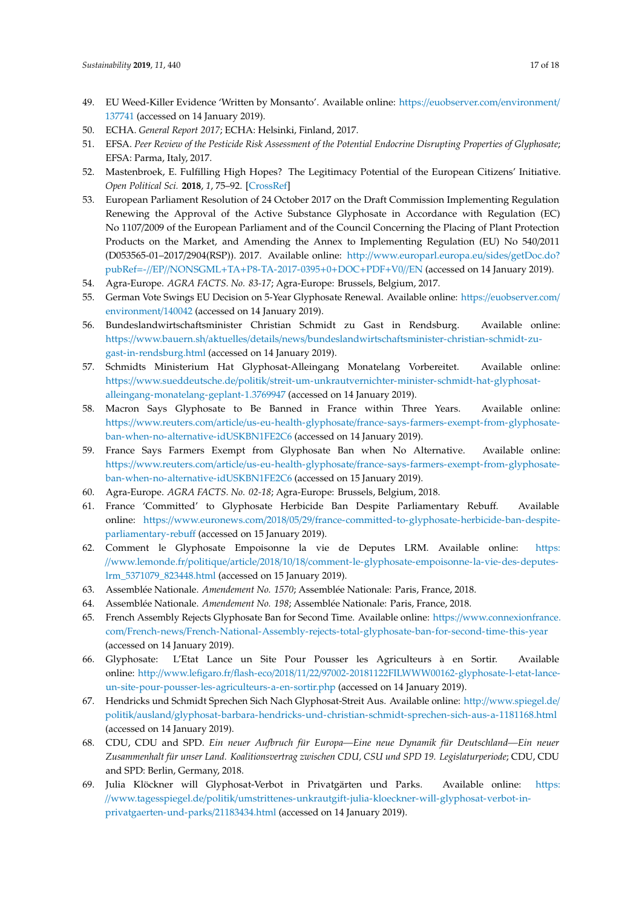49. EU Weed-Killer Evidence 'Written by Monsanto'. Available online: https://euobserver.com/environment/137741 (accessed on 14 January 2019).
50. ECHA. *General Report 2017*; ECHA: Helsinki, Finland, 2017.
51. EFSA. *Peer Review of the Pesticide Risk Assessment of the Potential Endocrine Disrupting Properties of Glyphosate*; EFSA: Parma, Italy, 2017.
52. Mastenbroek, E. Fulfilling High Hopes? The Legitimacy Potential of the European Citizens' Initiative. *Open Political Sci.* **2018**, *1*, 75–92. [CrossRef]
53. European Parliament Resolution of 24 October 2017 on the Draft Commission Implementing Regulation Renewing the Approval of the Active Substance Glyphosate in Accordance with Regulation (EC) No 1107/2009 of the European Parliament and of the Council Concerning the Placing of Plant Protection Products on the Market, and Amending the Annex to Implementing Regulation (EU) No 540/2011 (D053565-01–2017/2904(RSP)). 2017. Available online: http://www.europarl.europa.eu/sides/getDoc.do?pubRef=-//EP//NONSGML+TA+P8-TA-2017-0395+0+DOC+PDF+V0//EN (accessed on 14 January 2019).
54. Agra-Europe. *AGRA FACTS. No. 83-17*; Agra-Europe: Brussels, Belgium, 2017.
55. German Vote Swings EU Decision on 5-Year Glyphosate Renewal. Available online: https://euobserver.com/environment/140042 (accessed on 14 January 2019).
56. Bundeslandwirtschaftsminister Christian Schmidt zu Gast in Rendsburg. Available online: https://www.bauern.sh/aktuelles/details/news/bundeslandwirtschaftsminister-christian-schmidt-zu-gast-in-rendsburg.html (accessed on 14 January 2019).
57. Schmidts Ministerium Hat Glyphosat-Alleingang Monatelang Vorbereitet. Available online: https://www.sueddeutsche.de/politik/streit-um-unkrautvernichter-minister-schmidt-hat-glyphosat-alleingang-monatelang-geplant-1.3769947 (accessed on 14 January 2019).
58. Macron Says Glyphosate to Be Banned in France within Three Years. Available online: https://www.reuters.com/article/us-eu-health-glyphosate/france-says-farmers-exempt-from-glyphosate-ban-when-no-alternative-idUSKBN1FE2C6 (accessed on 15 January 2019).
59. France Says Farmers Exempt from Glyphosate Ban when No Alternative. Available online: https://www.reuters.com/article/us-eu-health-glyphosate/france-says-farmers-exempt-from-glyphosate-ban-when-no-alternative-idUSKBN1FE2C6 (accessed on 15 January 2019).
60. Agra-Europe. *AGRA FACTS. No. 02-18*; Agra-Europe: Brussels, Belgium, 2018.
61. France 'Committed' to Glyphosate Herbicide Ban Despite Parliamentary Rebuff. Available online: https://www.euronews.com/2018/05/29/france-committed-to-glyphosate-herbicide-ban-despite-parliamentary-rebuff (accessed on 15 January 2019).
62. Comment le Glyphosate Empoisonne la vie de Deputes LRM. Available online: https://www.lemonde.fr/politique/article/2018/10/18/comment-le-glyphosate-empoisonne-la-vie-des-deputes-lrm_5371079_823448.html (accessed on 15 January 2019).
63. Assemblée Nationale. *Amendement No. 1570*; Assemblée Nationale: Paris, France, 2018.
64. Assemblée Nationale. *Amendement No. 198*; Assemblée Nationale: Paris, France, 2018.
65. French Assembly Rejects Glyphosate Ban for Second Time. Available online: https://www.connexionfrance.com/French-news/French-National-Assembly-rejects-total-glyphosate-ban-for-second-time-this-year (accessed on 14 January 2019).
66. Glyphosate: L'Etat Lance un Site Pour Pousser les Agriculteurs à en Sortir. Available online: http://www.lefigaro.fr/flash-eco/2018/11/22/97002-20181122FILWWW00162-glyphosate-l-etat-lance-un-site-pour-pousser-les-agriculteurs-a-en-sortir.php (accessed on 14 January 2019).
67. Hendricks und Schmidt Sprechen Sich Nach Glyphosat-Streit Aus. Available online: http://www.spiegel.de/politik/ausland/glyphosat-barbara-hendricks-und-christian-schmidt-sprechen-sich-aus-a-1181168.html (accessed on 14 January 2019).
68. CDU, CDU and SPD. *Ein neuer Aufbruch für Europa—Eine neue Dynamik für Deutschland—Ein neuer Zusammenhalt für unser Land. Koalitionsvertrag zwischen CDU, CSU und SPD 19. Legislaturperiode*; CDU, CDU and SPD: Berlin, Germany, 2018.
69. Julia Klöckner will Glyphosat-Verbot in Privatgärten und Parks. Available online: https://www.tagesspiegel.de/politik/umstrittenes-unkrautgift-julia-kloeckner-will-glyphosat-verbot-in-privatgaerten-und-parks/21183434.html (accessed on 14 January 2019).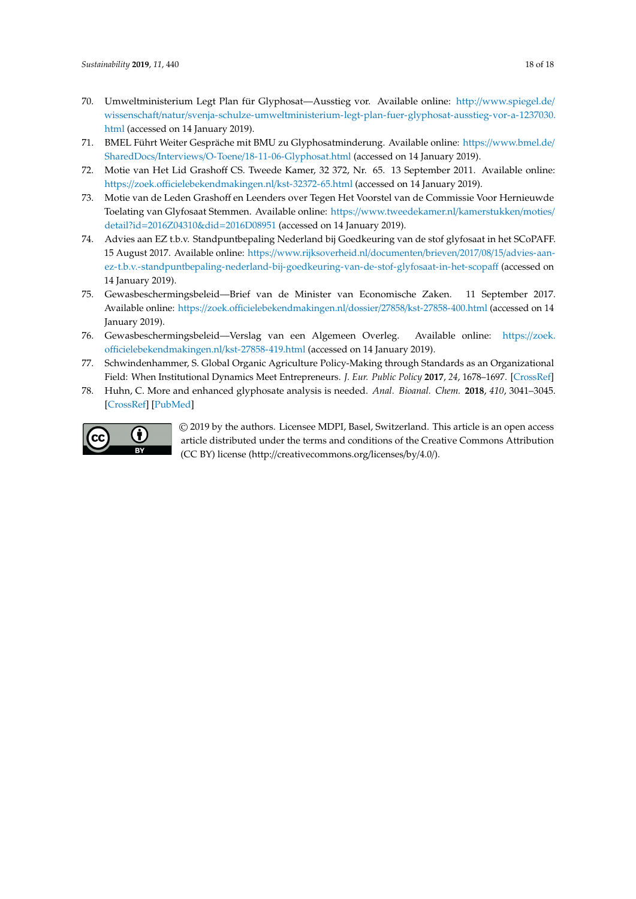70. Umweltministerium Legt Plan für Glyphosat—Ausstieg vor. Available online: http://www.spiegel.de/wissenschaft/natur/svenja-schulze-umweltministerium-legt-plan-fuer-glyphosat-ausstieg-vor-a-1237030.html (accessed on 14 January 2019).
71. BMEL Führt Weiter Gespräche mit BMU zu Glyphosatminderung. Available online: https://www.bmel.de/SharedDocs/Interviews/O-Toene/18-11-06-Glyphosat.html (accessed on 14 January 2019).
72. Motie van Het Lid Grashoff CS. Tweede Kamer, 32 372, Nr. 65. 13 September 2011. Available online: https://zoek.officielebekendmakingen.nl/kst-32372-65.html (accessed on 14 January 2019).
73. Motie van de Leden Grashoff en Leenders over Tegen Het Voorstel van de Commissie Voor Hernieuwde Toelating van Glyfosaat Stemmen. Available online: https://www.tweedekamer.nl/kamerstukken/moties/detail?id=2016Z04310&did=2016D08951 (accessed on 14 January 2019).
74. Advies aan EZ t.b.v. Standpuntbepaling Nederland bij Goedkeuring van de stof glyfosaat in het SCoPAFF. 15 August 2017. Available online: https://www.rijksoverheid.nl/documenten/brieven/2017/08/15/advies-aan-ez-t.b.v.-standpuntbepaling-nederland-bij-goedkeuring-van-de-stof-glyfosaat-in-het-scopaff (accessed on 14 January 2019).
75. Gewasbeschermingsbeleid—Brief van de Minister van Economische Zaken. 11 September 2017. Available online: https://zoek.officielebekendmakingen.nl/dossier/27858/kst-27858-400.html (accessed on 14 January 2019).
76. Gewasbeschermingsbeleid—Verslag van een Algemeen Overleg. Available online: https://zoek.officielebekendmakingen.nl/kst-27858-419.html (accessed on 14 January 2019).
77. Schwindenhammer, S. Global Organic Agriculture Policy-Making through Standards as an Organizational Field: When Institutional Dynamics Meet Entrepreneurs. *J. Eur. Public Policy* **2017**, *24*, 1678–1697. [CrossRef]
78. Huhn, C. More and enhanced glyphosate analysis is needed. *Anal. Bioanal. Chem.* **2018**, *410*, 3041–3045. [CrossRef] [PubMed]

© 2019 by the authors. Licensee MDPI, Basel, Switzerland. This article is an open access article distributed under the terms and conditions of the Creative Commons Attribution (CC BY) license (http://creativecommons.org/licenses/by/4.0/).